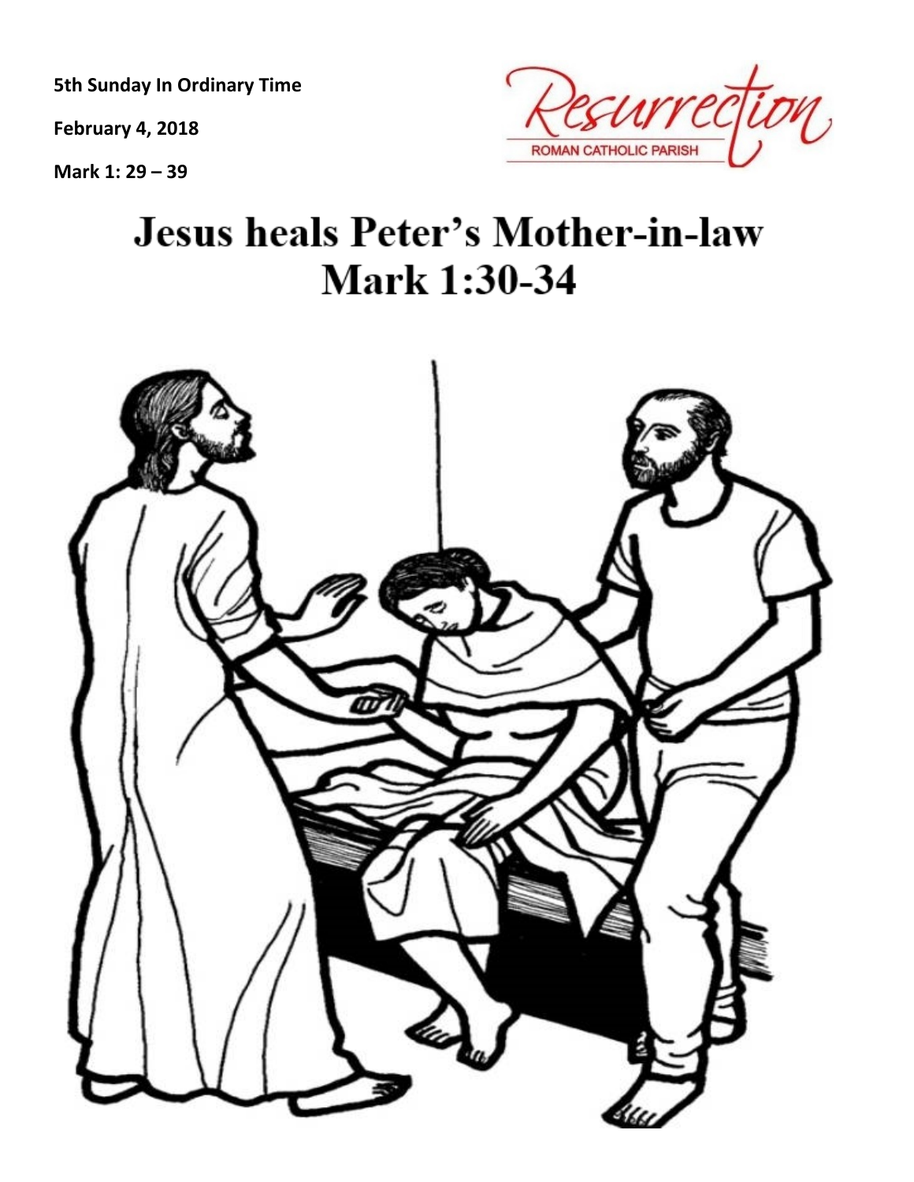**5th Sunday In Ordinary Time**

**February 4, 2018**

**Mark 1: 29 – 39**

Resurrection
ROMAN CATHOLIC PARISH

# Jesus heals Peter's Mother-in-law
# Mark 1:30-34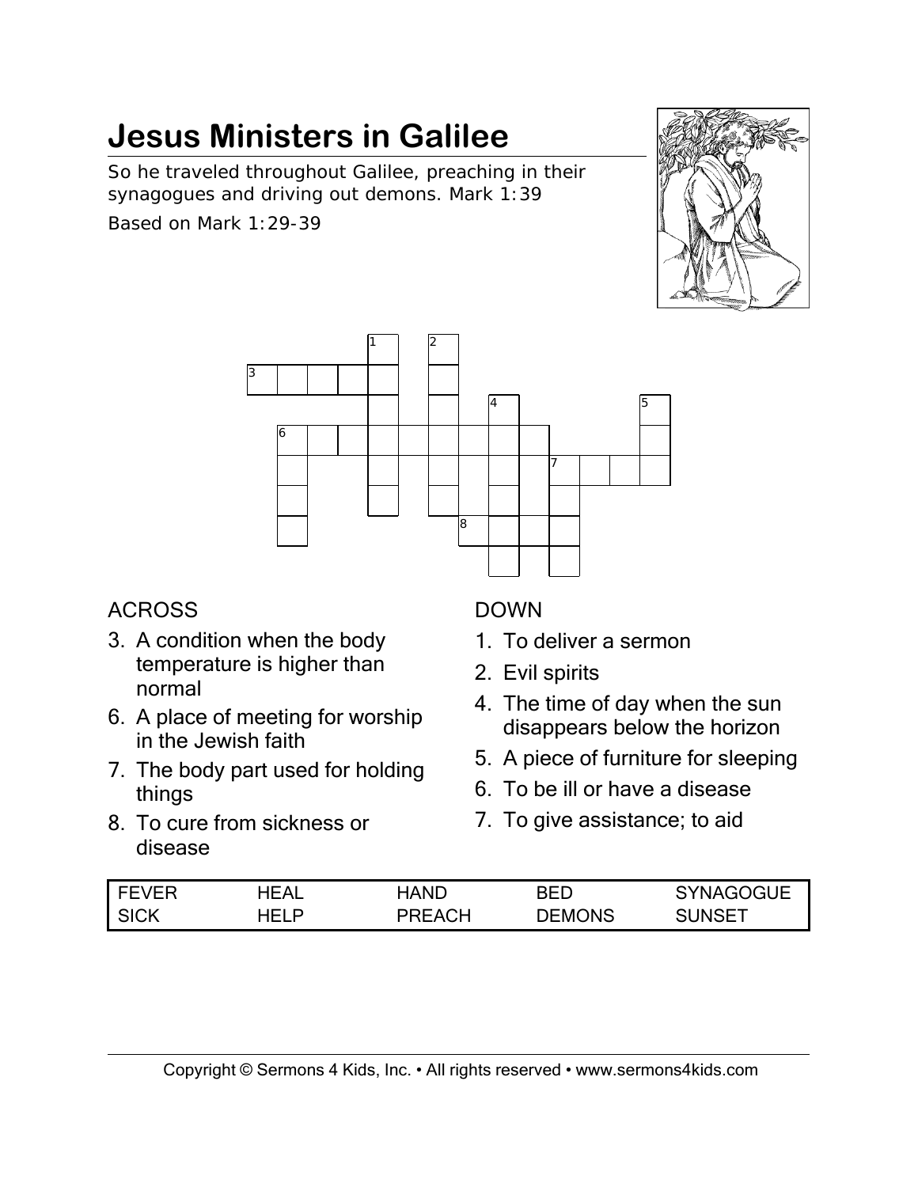# Jesus Ministers in Galilee

So he traveled throughout Galilee, preaching in their synagogues and driving out demons. Mark 1:39

Based on Mark 1:29-39

ACROSS

3. A condition when the body temperature is higher than normal
6. A place of meeting for worship in the Jewish faith
7. The body part used for holding things
8. To cure from sickness or disease

DOWN

1. To deliver a sermon
2. Evil spirits
4. The time of day when the sun disappears below the horizon
5. A piece of furniture for sleeping
6. To be ill or have a disease
7. To give assistance; to aid

| FEVER | HEAL | HAND | BED | SYNAGOGUE |
|---|---|---|---|---|
| SICK | HELP | PREACH | DEMONS | SUNSET |

Copyright © Sermons 4 Kids, Inc. • All rights reserved • www.sermons4kids.com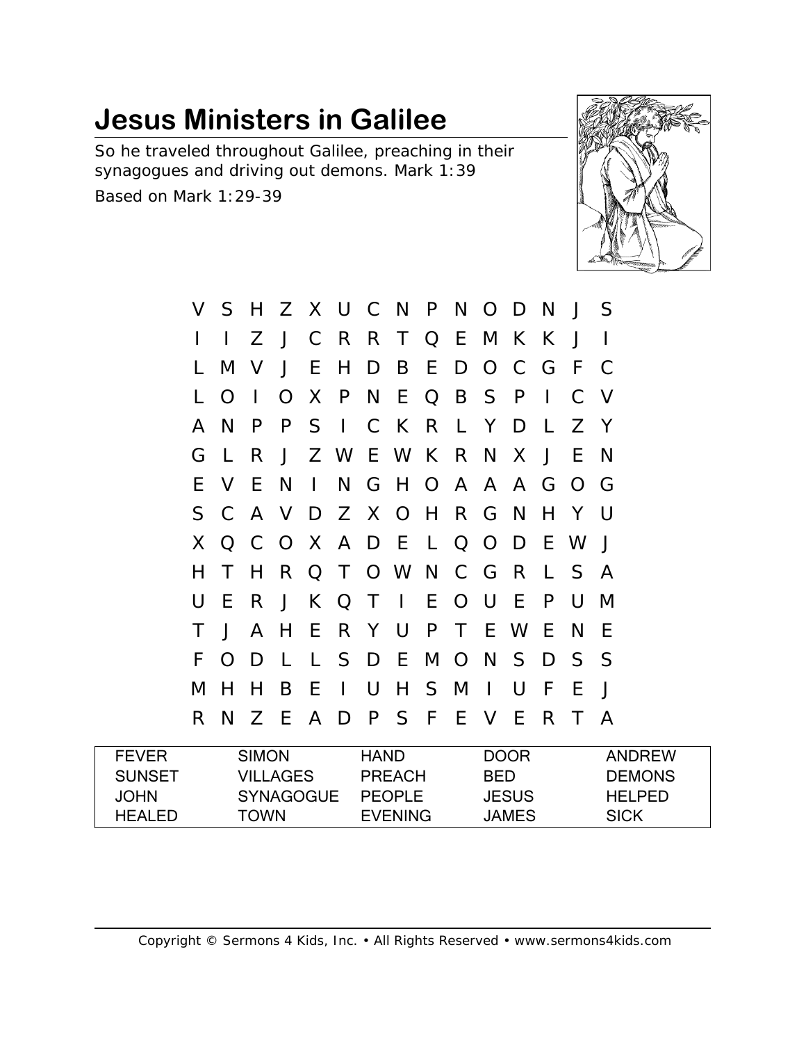# Jesus Ministers in Galilee

So he traveled throughout Galilee, preaching in their synagogues and driving out demons. Mark 1:39

Based on Mark 1:29-39

```
V S H Z X U C N P N O D N J S
I I Z J C R R T Q E M K K J I
L M V J E H D B E D O C G F C
L O I O X P N E Q B S P I C V
A N P P S I C K R L Y D L Z Y
G L R J Z W E W K R N X J E N
E V E N I N G H O A A A G O G
S C A V D Z X O H R G N H Y U
X Q C O X A D E L Q O D E W J
H T H R Q T O W N C G R L S A
U E R J K Q T I E O U E P U M
T J A H E R Y U P T E W E N E
F O D L L S D E M O N S D S S
M H H B E I U H S M I U F E J
R N Z E A D P S F E V E R T A
```

| | | | | |
|---|---|---|---|---|
| FEVER | SIMON | HAND | DOOR | ANDREW |
| SUNSET | VILLAGES | PREACH | BED | DEMONS |
| JOHN | SYNAGOGUE | PEOPLE | JESUS | HELPED |
| HEALED | TOWN | EVENING | JAMES | SICK |

Copyright © Sermons 4 Kids, Inc. • All Rights Reserved • www.sermons4kids.com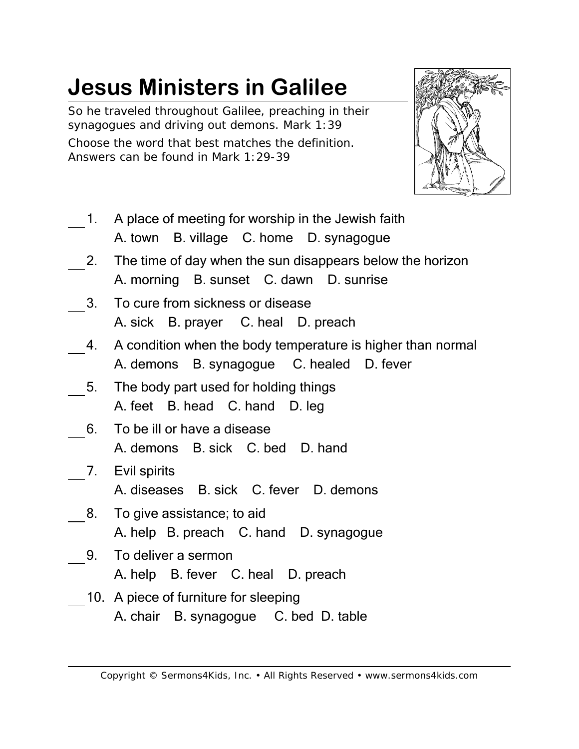# Jesus Ministers in Galilee

So he traveled throughout Galilee, preaching in their synagogues and driving out demons. Mark 1:39

Choose the word that best matches the definition. Answers can be found in Mark 1:29-39

___ 1. A place of meeting for worship in the Jewish faith
A. town B. village C. home D. synagogue

___ 2. The time of day when the sun disappears below the horizon
A. morning B. sunset C. dawn D. sunrise

___ 3. To cure from sickness or disease
A. sick B. prayer C. heal D. preach

___ 4. A condition when the body temperature is higher than normal
A. demons B. synagogue C. healed D. fever

___ 5. The body part used for holding things
A. feet B. head C. hand D. leg

___ 6. To be ill or have a disease
A. demons B. sick C. bed D. hand

___ 7. Evil spirits
A. diseases B. sick C. fever D. demons

___ 8. To give assistance; to aid
A. help B. preach C. hand D. synagogue

___ 9. To deliver a sermon
A. help B. fever C. heal D. preach

___ 10. A piece of furniture for sleeping
A. chair B. synagogue C. bed D. table

Copyright © Sermons4Kids, Inc. • All Rights Reserved • www.sermons4kids.com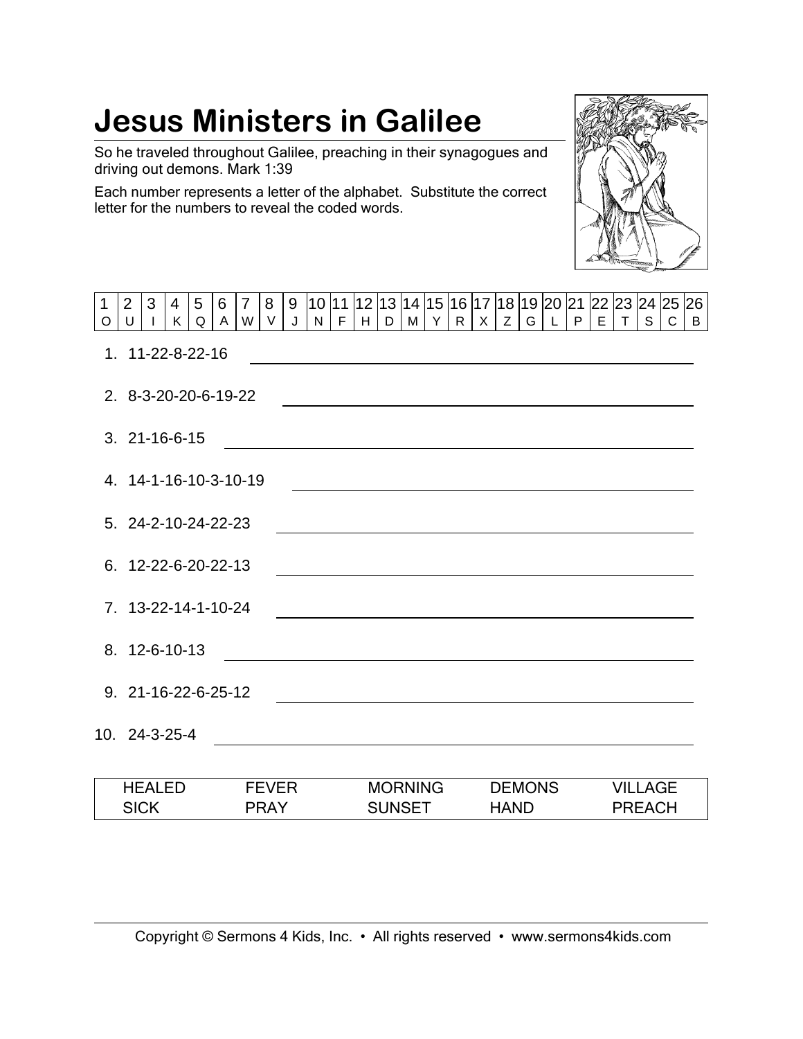# Jesus Ministers in Galilee

So he traveled throughout Galilee, preaching in their synagogues and driving out demons. Mark 1:39

Each number represents a letter of the alphabet. Substitute the correct letter for the numbers to reveal the coded words.

| 1 | 2 | 3 | 4 | 5 | 6 | 7 | 8 | 9 | 10 | 11 | 12 | 13 | 14 | 15 | 16 | 17 | 18 | 19 | 20 | 21 | 22 | 23 | 24 | 25 | 26 |
|---|---|---|---|---|---|---|---|---|---|---|---|---|---|---|---|---|---|---|---|---|---|---|---|---|---|
| O | U | I | K | Q | A | W | V | J | N | F | H | D | M | Y | R | X | Z | G | L | P | E | T | S | C | B |

1. 11-22-8-22-16 \_\_\_\_\_\_\_\_\_\_\_\_\_\_\_\_\_\_\_\_
2. 8-3-20-20-6-19-22 \_\_\_\_\_\_\_\_\_\_\_\_\_\_\_\_\_\_\_\_
3. 21-16-6-15 \_\_\_\_\_\_\_\_\_\_\_\_\_\_\_\_\_\_\_\_
4. 14-1-16-10-3-10-19 \_\_\_\_\_\_\_\_\_\_\_\_\_\_\_\_\_\_\_\_
5. 24-2-10-24-22-23 \_\_\_\_\_\_\_\_\_\_\_\_\_\_\_\_\_\_\_\_
6. 12-22-6-20-22-13 \_\_\_\_\_\_\_\_\_\_\_\_\_\_\_\_\_\_\_\_
7. 13-22-14-1-10-24 \_\_\_\_\_\_\_\_\_\_\_\_\_\_\_\_\_\_\_\_
8. 12-6-10-13 \_\_\_\_\_\_\_\_\_\_\_\_\_\_\_\_\_\_\_\_
9. 21-16-22-6-25-12 \_\_\_\_\_\_\_\_\_\_\_\_\_\_\_\_\_\_\_\_
10. 24-3-25-4 \_\_\_\_\_\_\_\_\_\_\_\_\_\_\_\_\_\_\_\_

| HEALED | FEVER | MORNING | DEMONS | VILLAGE |
|---|---|---|---|---|
| SICK | PRAY | SUNSET | HAND | PREACH |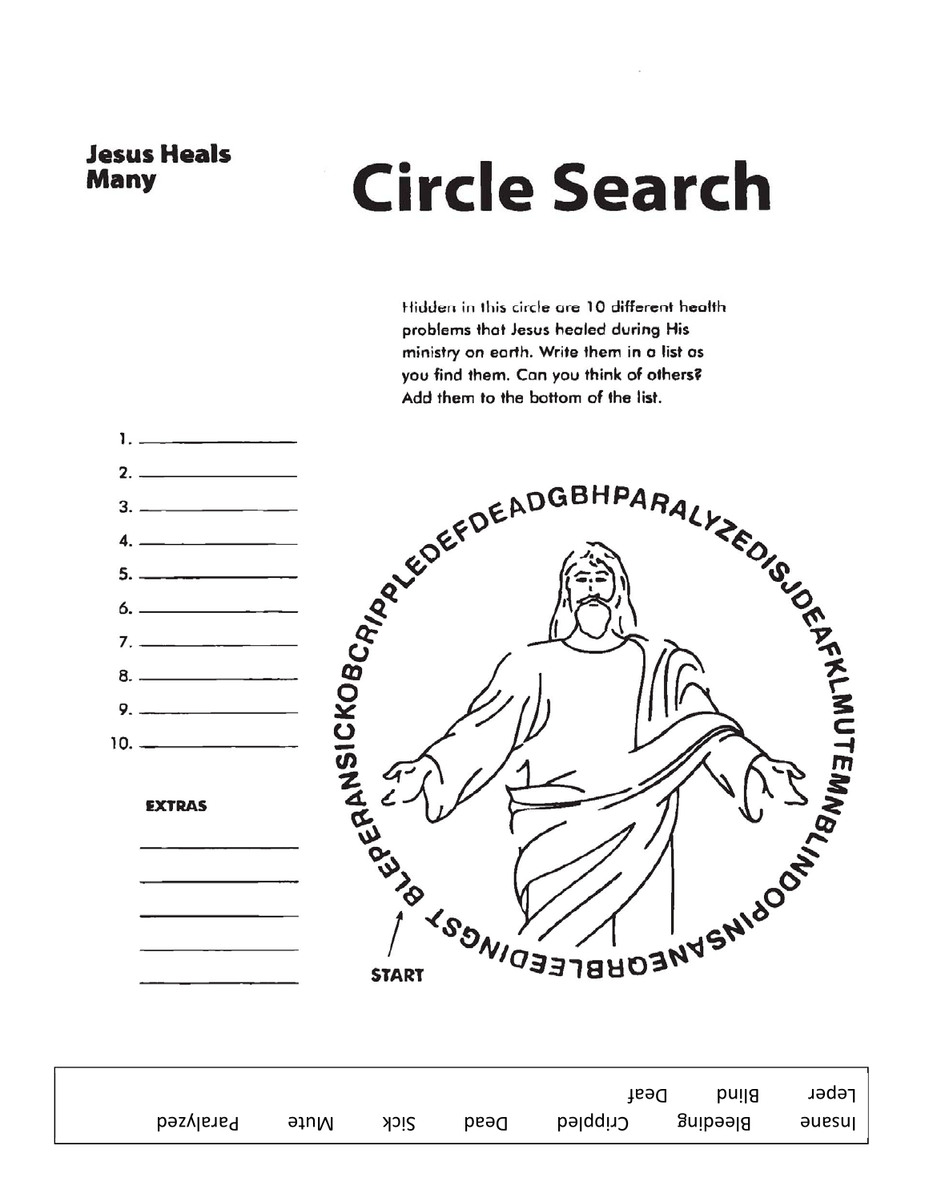**Jesus Heals Many**

# Circle Search

Hidden in this circle are 10 different health problems that Jesus healed during His ministry on earth. Write them in a list as you find them. Can you think of others? Add them to the bottom of the list.

1. ______________
2. ______________
3. ______________
4. ______________
5. ______________
6. ______________
7. ______________
8. ______________
9. ______________
10. ______________

**EXTRAS**

______________

______________

______________

______________

______________

BLEPERANSICKOBCRIPPLEDEFDEADGBHPARALYZEDISJDEAFKLMUTEMNBLINDOPINSANEORBLEEDINGST

START

| Leper | Blind | Deaf | | | | |
|---|---|---|---|---|---|---|
| Insane | Bleeding | Crippled | Dead | Sick | Mute | Paralyzed |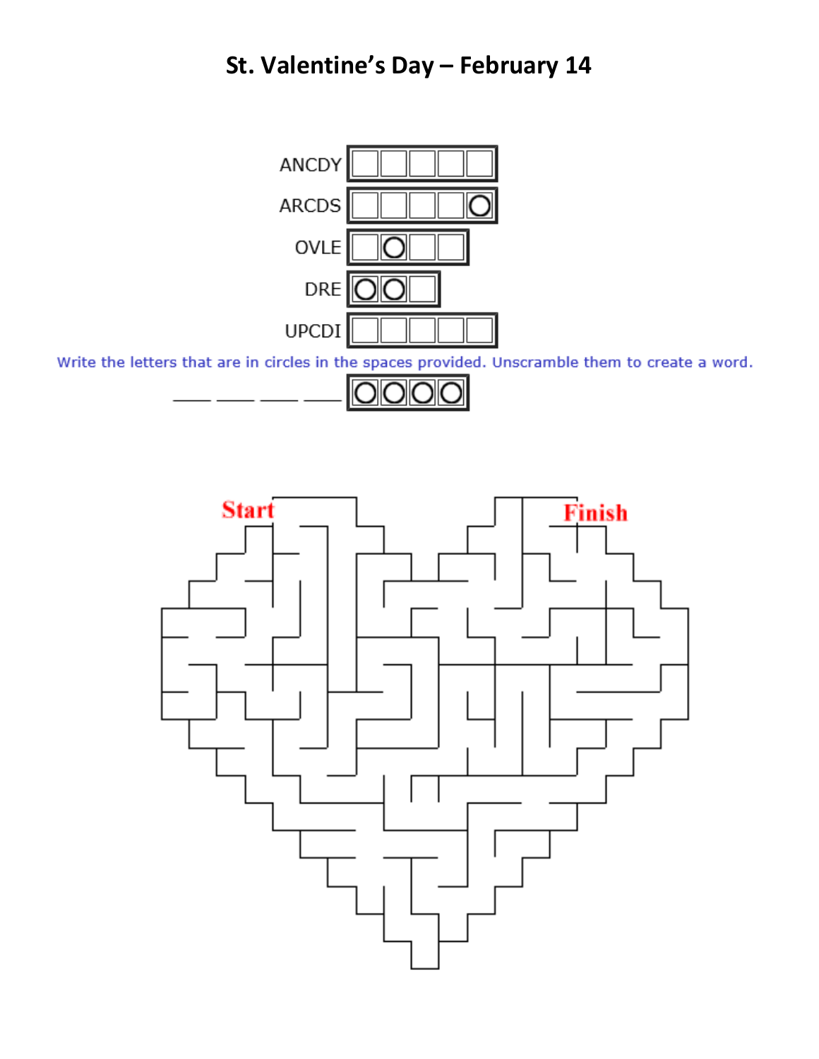# St. Valentine's Day – February 14

ANCDY ☐☐☐☐☐

ARCDS ☐☐☐☐◯

OVLE ☐◯☐☐

DRE ◯◯☐

UPCDI ☐☐☐☐☐

Write the letters that are in circles in the spaces provided. Unscramble them to create a word.

\_\_\_ \_\_\_ \_\_\_ \_\_\_ ◯◯◯◯

Start

Finish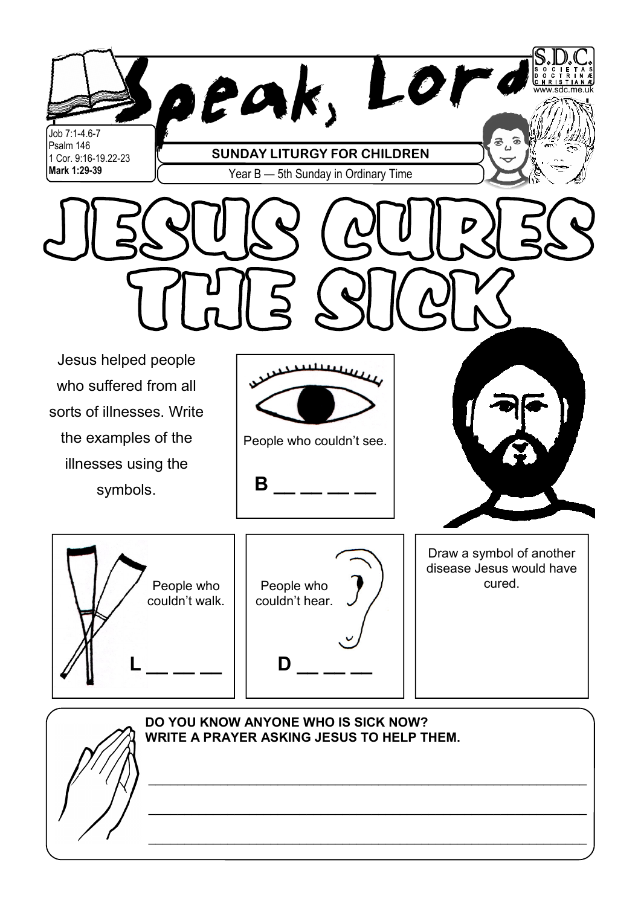# Speak, Lord

S.D.C. SOCIETAS DOCTRINÆ CHRISTIANÆ
www.sdc.me.uk

Job 7:1-4.6-7
Psalm 146
1 Cor. 9:16-19.22-23
**Mark 1:29-39**

**SUNDAY LITURGY FOR CHILDREN**

Year B — 5th Sunday in Ordinary Time

# JESUS CURES THE SICK

Jesus helped people who suffered from all sorts of illnesses. Write the examples of the illnesses using the symbols.

People who couldn't see.

**B __ __ __ __**

People who couldn't walk.

**L __ __ __**

People who couldn't hear.

**D __ __ __**

Draw a symbol of another disease Jesus would have cured.

**DO YOU KNOW ANYONE WHO IS SICK NOW?**
**WRITE A PRAYER ASKING JESUS TO HELP THEM.**

___________________________________________

___________________________________________

___________________________________________